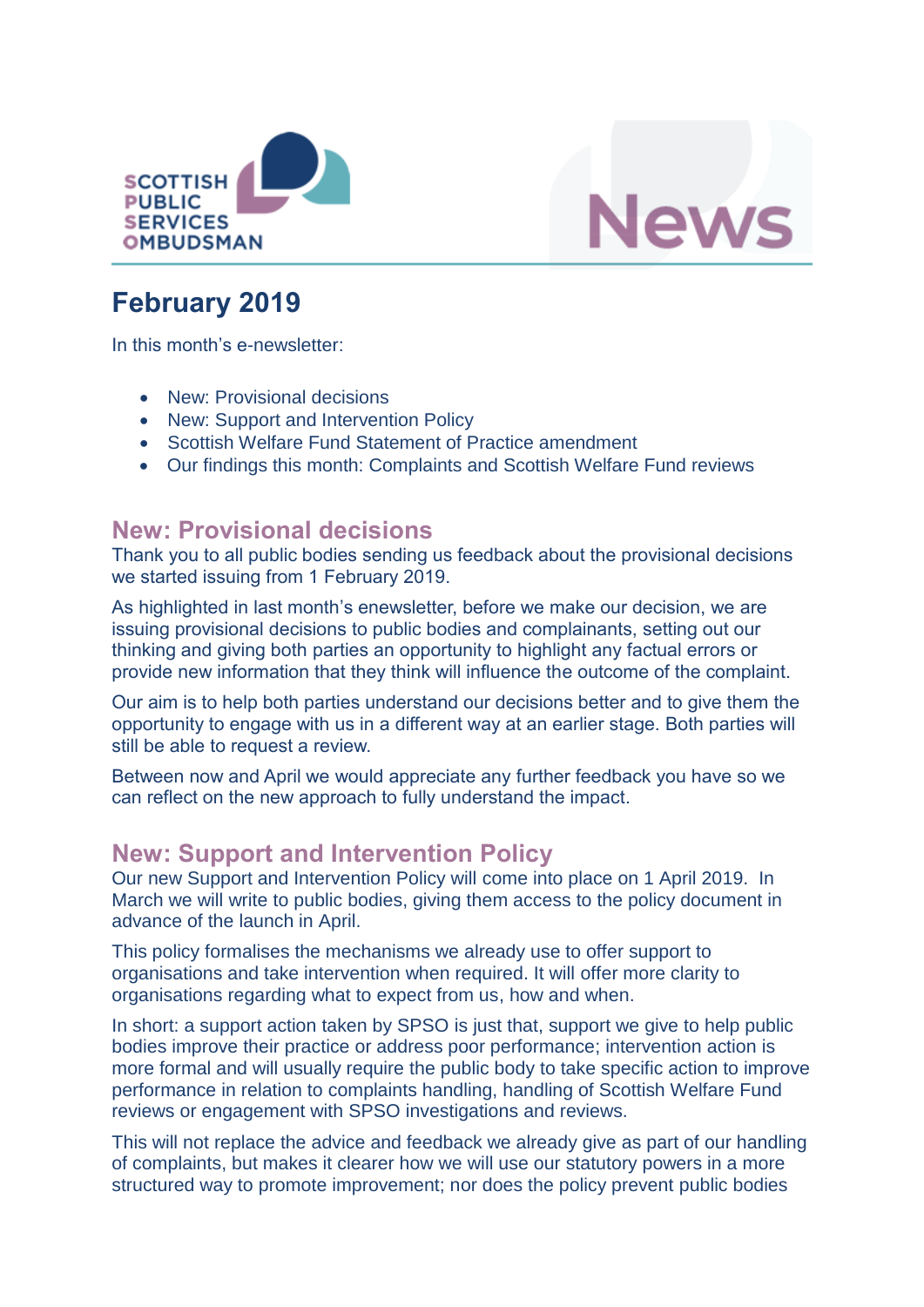SCOTTISH PUBLIC SERVICES OMBUDSMAN

News

# February 2019

In this month's e-newsletter:

- New: Provisional decisions
- New: Support and Intervention Policy
- Scottish Welfare Fund Statement of Practice amendment
- Our findings this month: Complaints and Scottish Welfare Fund reviews

## New: Provisional decisions

Thank you to all public bodies sending us feedback about the provisional decisions we started issuing from 1 February 2019.

As highlighted in last month's enewsletter, before we make our decision, we are issuing provisional decisions to public bodies and complainants, setting out our thinking and giving both parties an opportunity to highlight any factual errors or provide new information that they think will influence the outcome of the complaint.

Our aim is to help both parties understand our decisions better and to give them the opportunity to engage with us in a different way at an earlier stage. Both parties will still be able to request a review.

Between now and April we would appreciate any further feedback you have so we can reflect on the new approach to fully understand the impact.

## New: Support and Intervention Policy

Our new Support and Intervention Policy will come into place on 1 April 2019. In March we will write to public bodies, giving them access to the policy document in advance of the launch in April.

This policy formalises the mechanisms we already use to offer support to organisations and take intervention when required. It will offer more clarity to organisations regarding what to expect from us, how and when.

In short: a support action taken by SPSO is just that, support we give to help public bodies improve their practice or address poor performance; intervention action is more formal and will usually require the public body to take specific action to improve performance in relation to complaints handling, handling of Scottish Welfare Fund reviews or engagement with SPSO investigations and reviews.

This will not replace the advice and feedback we already give as part of our handling of complaints, but makes it clearer how we will use our statutory powers in a more structured way to promote improvement; nor does the policy prevent public bodies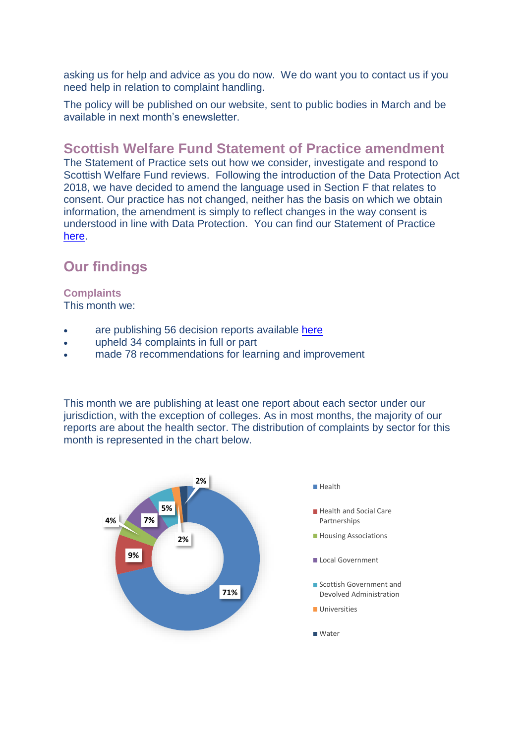asking us for help and advice as you do now. We do want you to contact us if you need help in relation to complaint handling.

The policy will be published on our website, sent to public bodies in March and be available in next month's enewsletter.

## Scottish Welfare Fund Statement of Practice amendment

The Statement of Practice sets out how we consider, investigate and respond to Scottish Welfare Fund reviews. Following the introduction of the Data Protection Act 2018, we have decided to amend the language used in Section F that relates to consent. Our practice has not changed, neither has the basis on which we obtain information, the amendment is simply to reflect changes in the way consent is understood in line with Data Protection. You can find our Statement of Practice here.

## Our findings

### Complaints

This month we:

- are publishing 56 decision reports available here
- upheld 34 complaints in full or part
- made 78 recommendations for learning and improvement

This month we are publishing at least one report about each sector under our jurisdiction, with the exception of colleges. As in most months, the majority of our reports are about the health sector. The distribution of complaints by sector for this month is represented in the chart below.

| Sector | Percentage |
|---|---|
| Health | 71% |
| Health and Social Care Partnerships | 9% |
| Housing Associations | 4% |
| Local Government | 7% |
| Scottish Government and Devolved Administration | 5% |
| Universities | 2% |
| Water | 2% |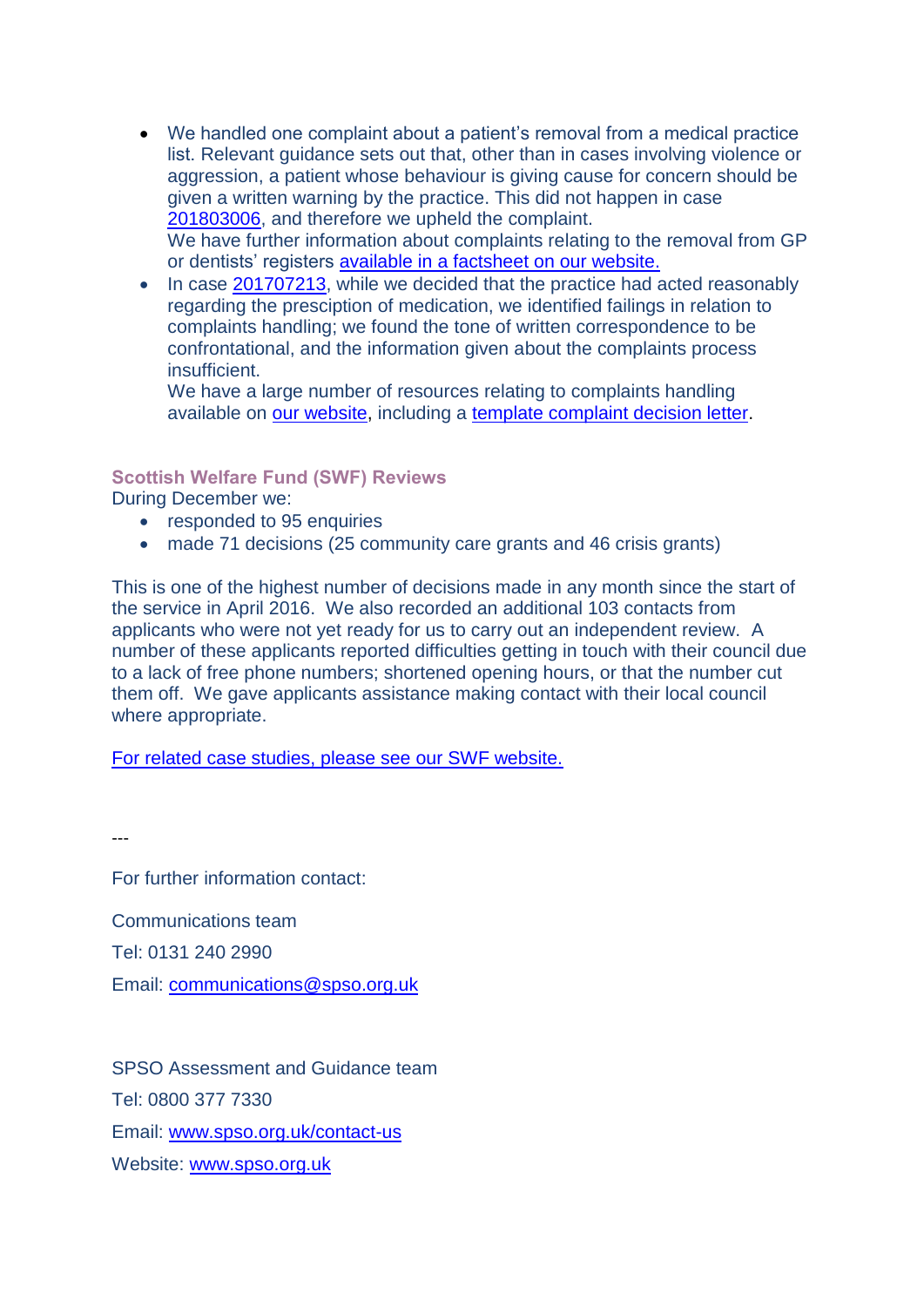- We handled one complaint about a patient's removal from a medical practice list. Relevant guidance sets out that, other than in cases involving violence or aggression, a patient whose behaviour is giving cause for concern should be given a written warning by the practice. This did not happen in case [201803006](#), and therefore we upheld the complaint.
  We have further information about complaints relating to the removal from GP or dentists' registers [available in a factsheet on our website.](#)
- In case [201707213](#), while we decided that the practice had acted reasonably regarding the presciption of medication, we identified failings in relation to complaints handling; we found the tone of written correspondence to be confrontational, and the information given about the complaints process insufficient.
  We have a large number of resources relating to complaints handling available on [our website](#), including a [template complaint decision letter](#).

### Scottish Welfare Fund (SWF) Reviews

During December we:

- responded to 95 enquiries
- made 71 decisions (25 community care grants and 46 crisis grants)

This is one of the highest number of decisions made in any month since the start of the service in April 2016. We also recorded an additional 103 contacts from applicants who were not yet ready for us to carry out an independent review. A number of these applicants reported difficulties getting in touch with their council due to a lack of free phone numbers; shortened opening hours, or that the number cut them off. We gave applicants assistance making contact with their local council where appropriate.

[For related case studies, please see our SWF website.](#)

---

For further information contact:

Communications team

Tel: 0131 240 2990

Email: communications@spso.org.uk

SPSO Assessment and Guidance team

Tel: 0800 377 7330

Email: www.spso.org.uk/contact-us

Website: www.spso.org.uk